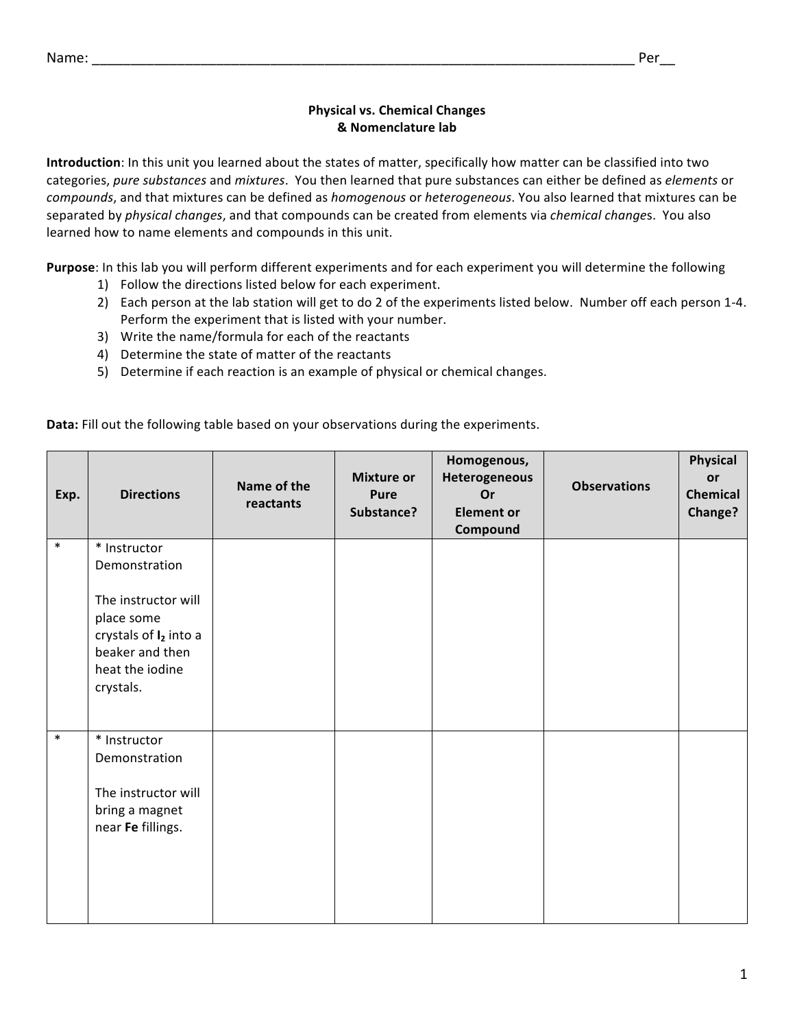Name: ___________________________________________________________________________ Per__

### Physical vs. Chemical Changes
### & Nomenclature lab

**Introduction**: In this unit you learned about the states of matter, specifically how matter can be classified into two categories, *pure substances* and *mixtures*. You then learned that pure substances can either be defined as *elements* or *compounds*, and that mixtures can be defined as *homogenous* or *heterogeneous*. You also learned that mixtures can be separated by *physical changes*, and that compounds can be created from elements via *chemical change*s. You also learned how to name elements and compounds in this unit.

**Purpose**: In this lab you will perform different experiments and for each experiment you will determine the following

1) Follow the directions listed below for each experiment.
2) Each person at the lab station will get to do 2 of the experiments listed below. Number off each person 1-4. Perform the experiment that is listed with your number.
3) Write the name/formula for each of the reactants
4) Determine the state of matter of the reactants
5) Determine if each reaction is an example of physical or chemical changes.

**Data:** Fill out the following table based on your observations during the experiments.

| Exp. | Directions | Name of the reactants | Mixture or Pure Substance? | Homogenous, Heterogeneous Or Element or Compound | Observations | Physical or Chemical Change? |
|---|---|---|---|---|---|---|
| * | * Instructor Demonstration<br><br>The instructor will place some crystals of **$I_2$** into a beaker and then heat the iodine crystals. | | | | | |
| * | * Instructor Demonstration<br><br>The instructor will bring a magnet near **Fe** fillings. | | | | | |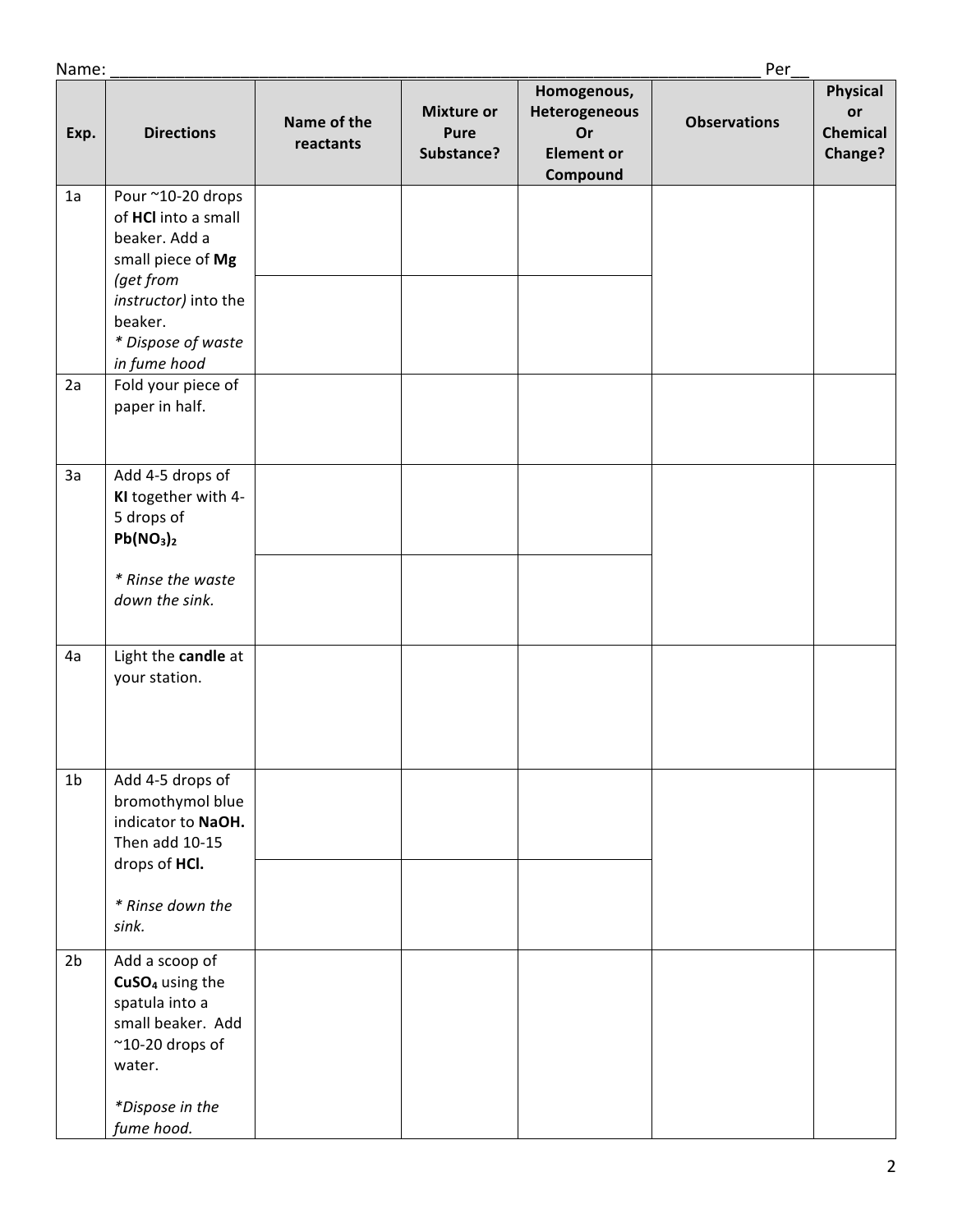Name: ______________________________________________________________________ Per__

| Exp. | Directions | Name of the reactants | Mixture or Pure Substance? | Homogenous, Heterogeneous Or Element or Compound | Observations | Physical or Chemical Change? |
|---|---|---|---|---|---|---|
| 1a | Pour ~10-20 drops of **HCl** into a small beaker. Add a small piece of **Mg** *(get from instructor)* into the beaker. *\* Dispose of waste in fume hood* | | | | | |
| | | | | | | |
| 2a | Fold your piece of paper in half. | | | | | |
| 3a | Add 4-5 drops of **KI** together with 4-5 drops of **$Pb(NO_3)_2$** *\* Rinse the waste down the sink.* | | | | | |
| | | | | | | |
| 4a | Light the **candle** at your station. | | | | | |
| 1b | Add 4-5 drops of bromothymol blue indicator to **NaOH.** Then add 10-15 drops of **HCl.** *\* Rinse down the sink.* | | | | | |
| | | | | | | |
| 2b | Add a scoop of **$CuSO_4$** using the spatula into a small beaker. Add ~10-20 drops of water. *\*Dispose in the fume hood.* | | | | | |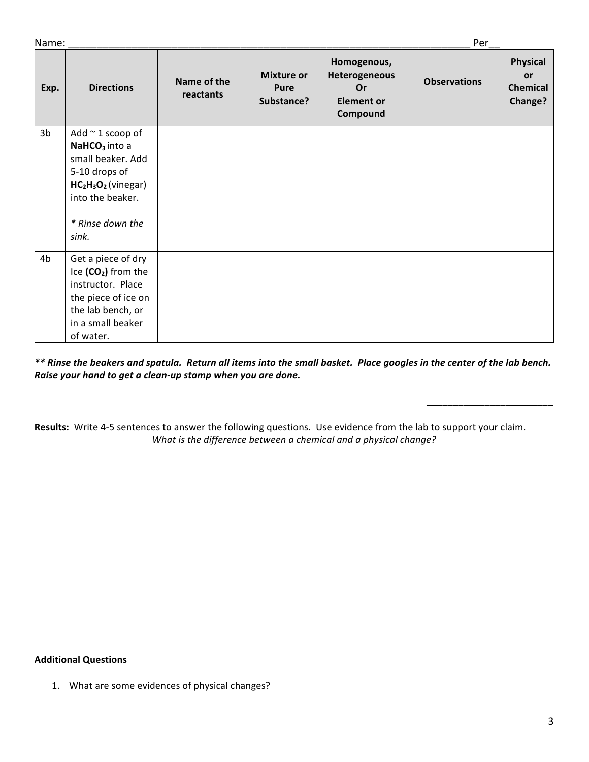Name: ______________________________________________________________________ Per__

| Exp. | Directions | Name of the reactants | Mixture or Pure Substance? | Homogenous, Heterogeneous Or Element or Compound | Observations | Physical or Chemical Change? |
| --- | --- | --- | --- | --- | --- | --- |
| 3b | Add ~ 1 scoop of **$NaHCO_3$** into a small beaker. Add 5-10 drops of **$HC_2H_3O_2$** (vinegar) into the beaker. *\* Rinse down the sink.* | | | | | |
| | | | | | | |
| 4b | Get a piece of dry Ice **($CO_2$)** from the instructor. Place the piece of ice on the lab bench, or in a small beaker of water. | | | | | |

***\*\* Rinse the beakers and spatula. Return all items into the small basket. Place googles in the center of the lab bench. Raise your hand to get a clean-up stamp when you are done.***

________________________

**Results:** Write 4-5 sentences to answer the following questions. Use evidence from the lab to support your claim.

*What is the difference between a chemical and a physical change?*

**Additional Questions**

1. What are some evidences of physical changes?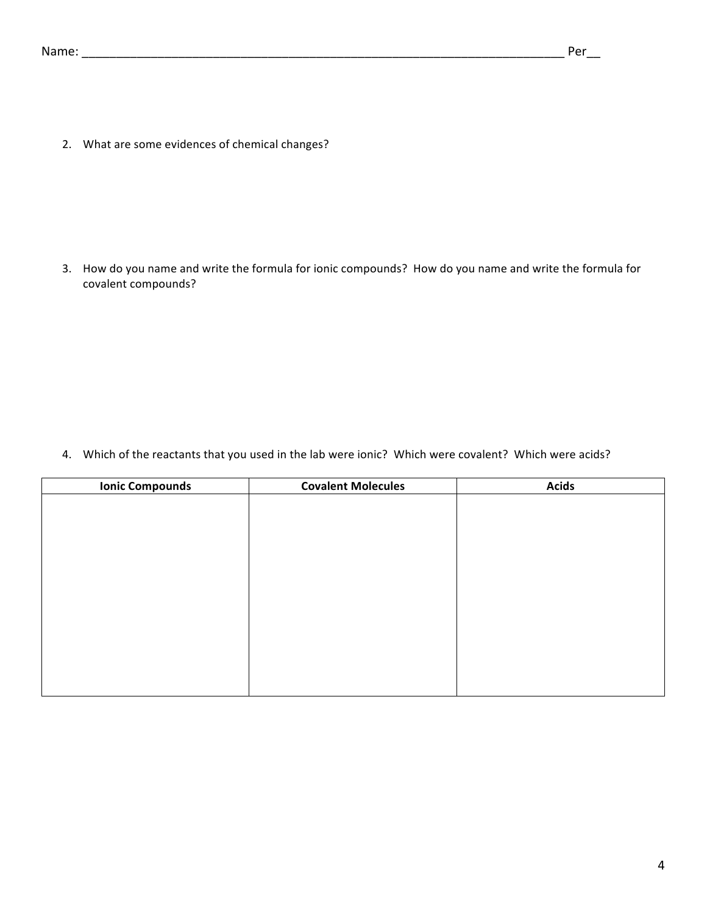Name: ___________________________________________________________________________ Per__

2. What are some evidences of chemical changes?

3. How do you name and write the formula for ionic compounds? How do you name and write the formula for covalent compounds?

4. Which of the reactants that you used in the lab were ionic? Which were covalent? Which were acids?

| **Ionic Compounds** | **Covalent Molecules** | **Acids** |
| --- | --- | --- |
| | | |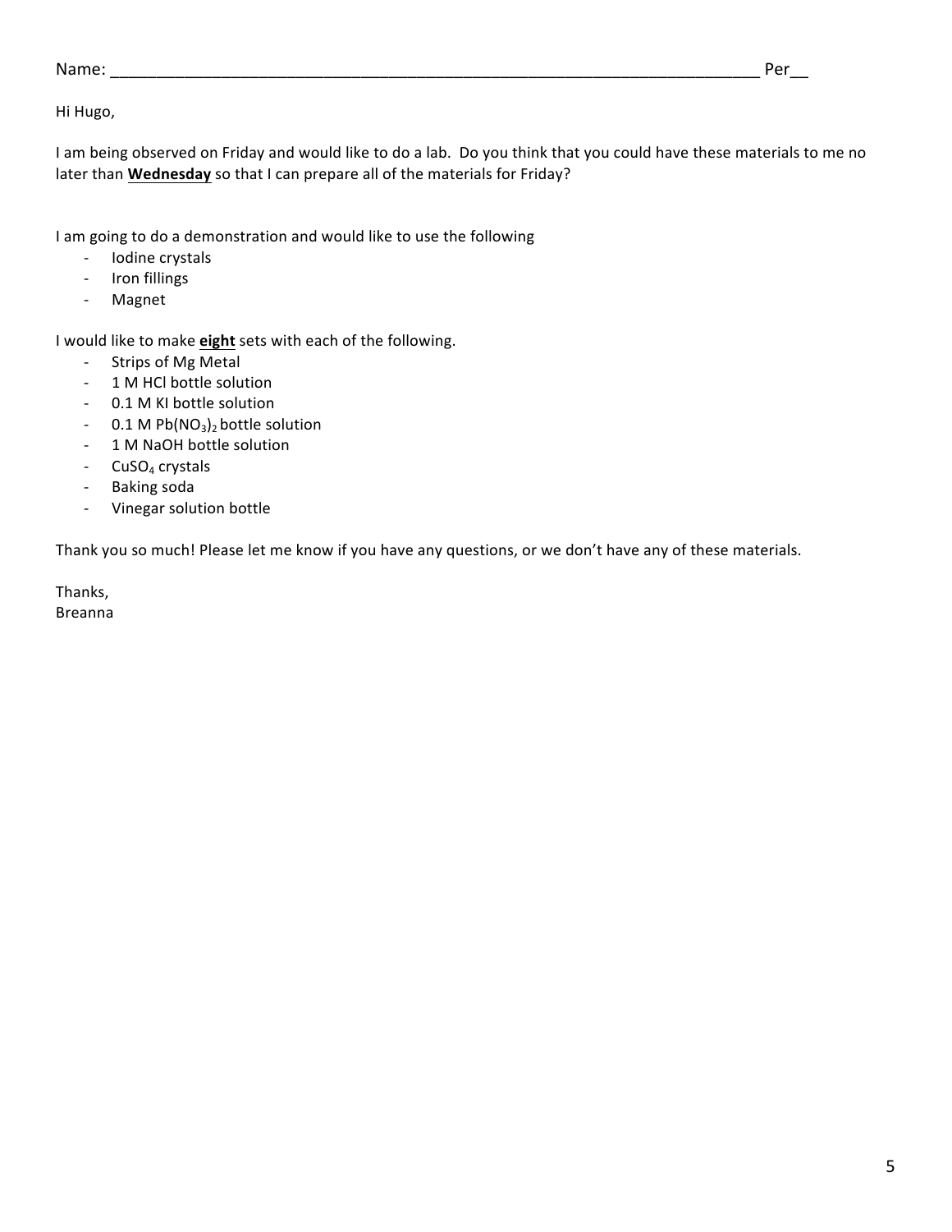Name: ___________________________________________________________________________ Per__

Hi Hugo,

I am being observed on Friday and would like to do a lab. Do you think that you could have these materials to me no later than **Wednesday** so that I can prepare all of the materials for Friday?

I am going to do a demonstration and would like to use the following

- Iodine crystals
- Iron fillings
- Magnet

I would like to make **eight** sets with each of the following.

- Strips of Mg Metal
- 1 M HCl bottle solution
- 0.1 M KI bottle solution
- 0.1 M $Pb(NO_3)_2$ bottle solution
- 1 M NaOH bottle solution
- $CuSO_4$ crystals
- Baking soda
- Vinegar solution bottle

Thank you so much! Please let me know if you have any questions, or we don't have any of these materials.

Thanks,
Breanna